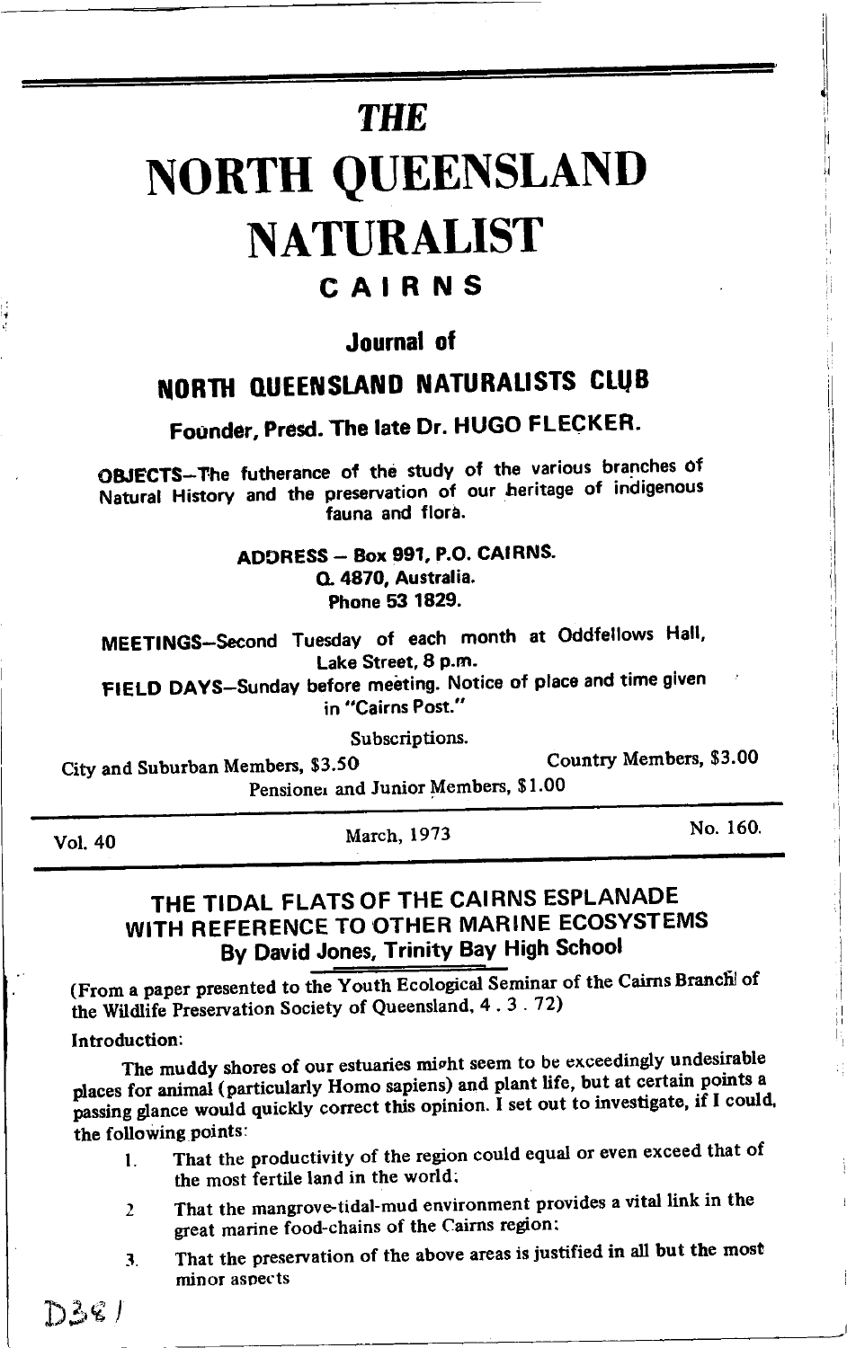# THE
# NORTH QUEENSLAND NATURALIST
## CAIRNS

### Journal of
### NORTH QUEENSLAND NATURALISTS CLUB

**Founder, Presd. The late Dr. HUGO FLECKER.**

**OBJECTS**—The futherance of the study of the various branches of Natural History and the preservation of our heritage of indigenous fauna and flora.

**ADDRESS – Box 991, P.O. CAIRNS.**
**Q. 4870, Australia.**
**Phone 53 1829.**

**MEETINGS**—Second Tuesday of each month at Oddfellows Hall, Lake Street, 8 p.m.

**FIELD DAYS**—Sunday before meeting. Notice of place and time given in "Cairns Post."

Subscriptions.

City and Suburban Members, $3.50 — Country Members, $3.00

Pensioner and Junior Members, $1.00

Vol. 40 — March, 1973 — No. 160.

## THE TIDAL FLATS OF THE CAIRNS ESPLANADE WITH REFERENCE TO OTHER MARINE ECOSYSTEMS
### By David Jones, Trinity Bay High School

(From a paper presented to the Youth Ecological Seminar of the Cairns Branch of the Wildlife Preservation Society of Queensland, 4 . 3 . 72)

**Introduction:**

The muddy shores of our estuaries might seem to be exceedingly undesirable places for animal (particularly Homo sapiens) and plant life, but at certain points a passing glance would quickly correct this opinion. I set out to investigate, if I could, the following points:

1. That the productivity of the region could equal or even exceed that of the most fertile land in the world;
2. That the mangrove-tidal-mud environment provides a vital link in the great marine food-chains of the Cairns region;
3. That the preservation of the above areas is justified in all but the most minor aspects

D381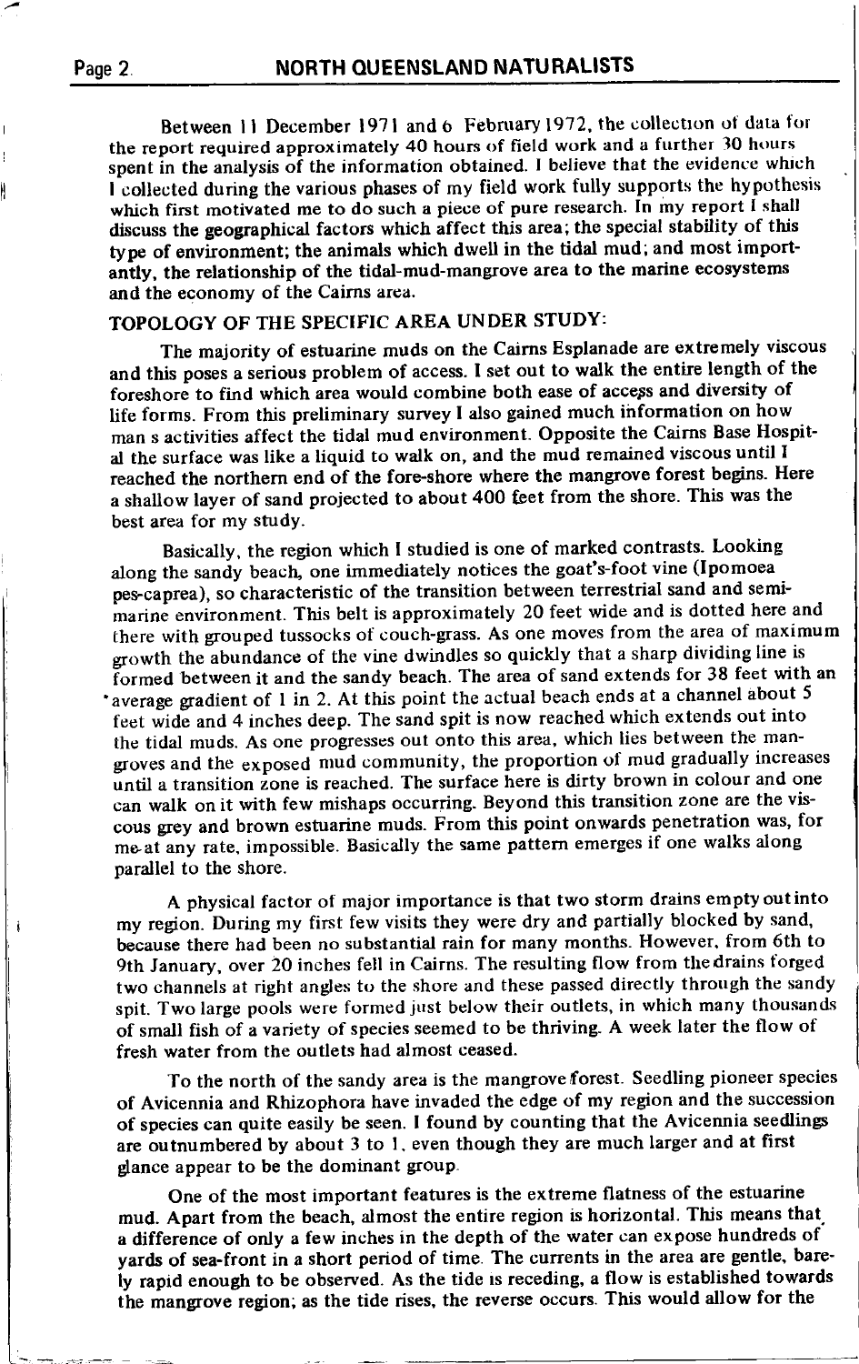Between 11 December 1971 and 6 February 1972, the collection of data for the report required approximately 40 hours of field work and a further 30 hours spent in the analysis of the information obtained. I believe that the evidence which I collected during the various phases of my field work fully supports the hypothesis which first motivated me to do such a piece of pure research. In my report I shall discuss the geographical factors which affect this area; the special stability of this type of environment; the animals which dwell in the tidal mud; and most importantly, the relationship of the tidal-mud-mangrove area to the marine ecosystems and the economy of the Cairns area.

## TOPOLOGY OF THE SPECIFIC AREA UNDER STUDY:

The majority of estuarine muds on the Cairns Esplanade are extremely viscous and this poses a serious problem of access. I set out to walk the entire length of the foreshore to find which area would combine both ease of access and diversity of life forms. From this preliminary survey I also gained much information on how man s activities affect the tidal mud environment. Opposite the Cairns Base Hospital the surface was like a liquid to walk on, and the mud remained viscous until I reached the northern end of the fore-shore where the mangrove forest begins. Here a shallow layer of sand projected to about 400 feet from the shore. This was the best area for my study.

Basically, the region which I studied is one of marked contrasts. Looking along the sandy beach, one immediately notices the goat's-foot vine (Ipomoea pes-caprea), so characteristic of the transition between terrestrial sand and semi-marine environment. This belt is approximately 20 feet wide and is dotted here and there with grouped tussocks of couch-grass. As one moves from the area of maximum growth the abundance of the vine dwindles so quickly that a sharp dividing line is formed between it and the sandy beach. The area of sand extends for 38 feet with an average gradient of 1 in 2. At this point the actual beach ends at a channel about 5 feet wide and 4 inches deep. The sand spit is now reached which extends out into the tidal muds. As one progresses out onto this area, which lies between the mangroves and the exposed mud community, the proportion of mud gradually increases until a transition zone is reached. The surface here is dirty brown in colour and one can walk on it with few mishaps occurring. Beyond this transition zone are the viscous grey and brown estuarine muds. From this point onwards penetration was, for me at any rate, impossible. Basically the same pattern emerges if one walks along parallel to the shore.

A physical factor of major importance is that two storm drains empty out into my region. During my first few visits they were dry and partially blocked by sand, because there had been no substantial rain for many months. However, from 6th to 9th January, over 20 inches fell in Cairns. The resulting flow from the drains forged two channels at right angles to the shore and these passed directly through the sandy spit. Two large pools were formed just below their outlets, in which many thousands of small fish of a variety of species seemed to be thriving. A week later the flow of fresh water from the outlets had almost ceased.

To the north of the sandy area is the mangrove forest. Seedling pioneer species of Avicennia and Rhizophora have invaded the edge of my region and the succession of species can quite easily be seen. I found by counting that the Avicennia seedlings are outnumbered by about 3 to 1, even though they are much larger and at first glance appear to be the dominant group.

One of the most important features is the extreme flatness of the estuarine mud. Apart from the beach, almost the entire region is horizontal. This means that a difference of only a few inches in the depth of the water can expose hundreds of yards of sea-front in a short period of time. The currents in the area are gentle, barely rapid enough to be observed. As the tide is receding, a flow is established towards the mangrove region; as the tide rises, the reverse occurs. This would allow for the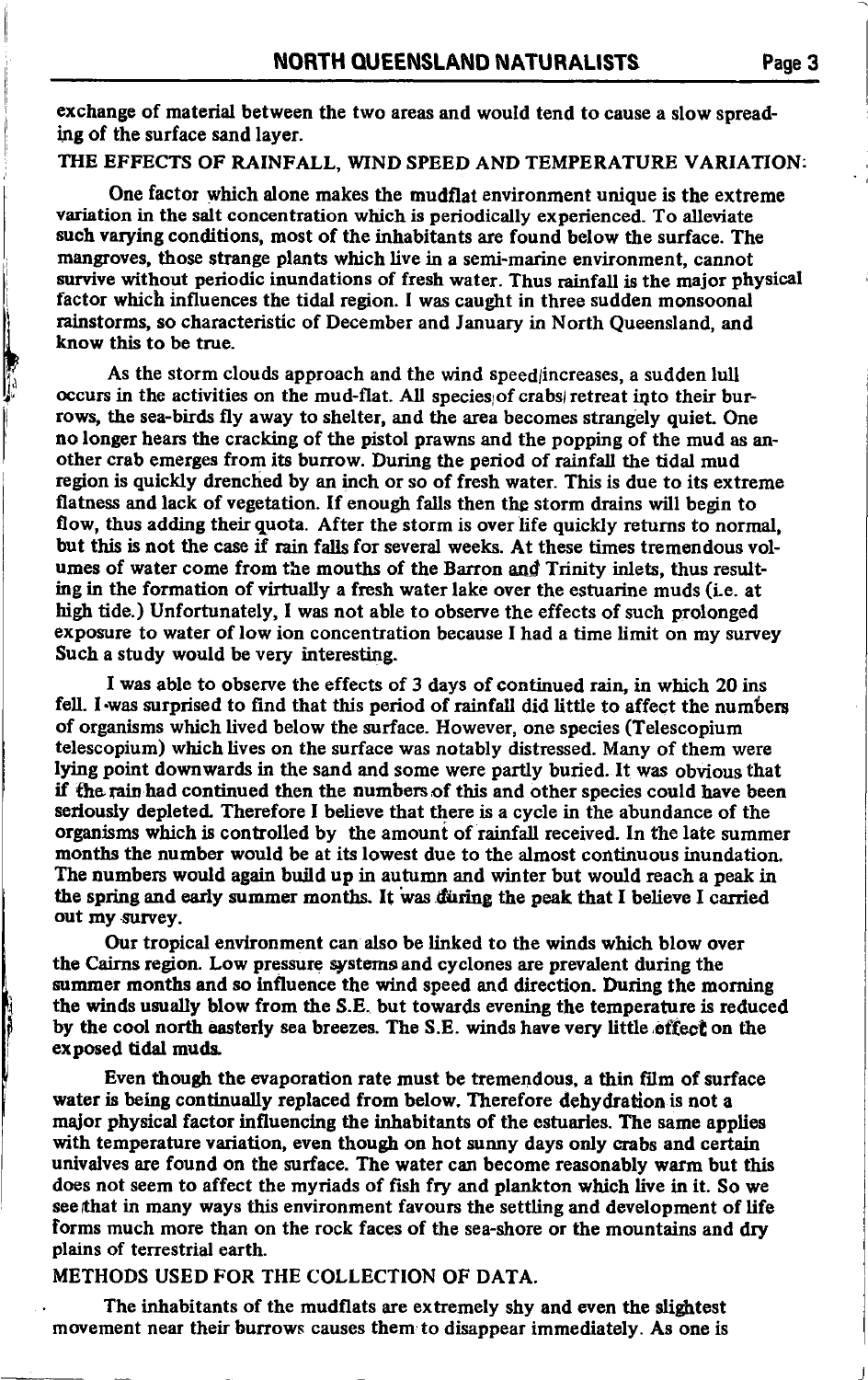exchange of material between the two areas and would tend to cause a slow spreading of the surface sand layer.

## THE EFFECTS OF RAINFALL, WIND SPEED AND TEMPERATURE VARIATION:

One factor which alone makes the mudflat environment unique is the extreme variation in the salt concentration which is periodically experienced. To alleviate such varying conditions, most of the inhabitants are found below the surface. The mangroves, those strange plants which live in a semi-marine environment, cannot survive without periodic inundations of fresh water. Thus rainfall is the major physical factor which influences the tidal region. I was caught in three sudden monsoonal rainstorms, so characteristic of December and January in North Queensland, and know this to be true.

As the storm clouds approach and the wind speed increases, a sudden lull occurs in the activities on the mud-flat. All species of crabs retreat into their burrows, the sea-birds fly away to shelter, and the area becomes strangely quiet. One no longer hears the cracking of the pistol prawns and the popping of the mud as another crab emerges from its burrow. During the period of rainfall the tidal mud region is quickly drenched by an inch or so of fresh water. This is due to its extreme flatness and lack of vegetation. If enough falls then the storm drains will begin to flow, thus adding their quota. After the storm is over life quickly returns to normal, but this is not the case if rain falls for several weeks. At these times tremendous volumes of water come from the mouths of the Barron and Trinity inlets, thus resulting in the formation of virtually a fresh water lake over the estuarine muds (i.e. at high tide.) Unfortunately, I was not able to observe the effects of such prolonged exposure to water of low ion concentration because I had a time limit on my survey Such a study would be very interesting.

I was able to observe the effects of 3 days of continued rain, in which 20 ins fell. I was surprised to find that this period of rainfall did little to affect the numbers of organisms which lived below the surface. However, one species (Telescopium telescopium) which lives on the surface was notably distressed. Many of them were lying point downwards in the sand and some were partly buried. It was obvious that if the rain had continued then the numbers of this and other species could have been seriously depleted. Therefore I believe that there is a cycle in the abundance of the organisms which is controlled by the amount of rainfall received. In the late summer months the number would be at its lowest due to the almost continuous inundation. The numbers would again build up in autumn and winter but would reach a peak in the spring and early summer months. It was during the peak that I believe I carried out my survey.

Our tropical environment can also be linked to the winds which blow over the Cairns region. Low pressure systems and cyclones are prevalent during the summer months and so influence the wind speed and direction. During the morning the winds usually blow from the S.E. but towards evening the temperature is reduced by the cool north easterly sea breezes. The S.E. winds have very little effect on the exposed tidal muds.

Even though the evaporation rate must be tremendous, a thin film of surface water is being continually replaced from below. Therefore dehydration is not a major physical factor influencing the inhabitants of the estuaries. The same applies with temperature variation, even though on hot sunny days only crabs and certain univalves are found on the surface. The water can become reasonably warm but this does not seem to affect the myriads of fish fry and plankton which live in it. So we see that in many ways this environment favours the settling and development of life forms much more than on the rock faces of the sea-shore or the mountains and dry plains of terrestrial earth.

## METHODS USED FOR THE COLLECTION OF DATA.

The inhabitants of the mudflats are extremely shy and even the slightest movement near their burrows causes them to disappear immediately. As one is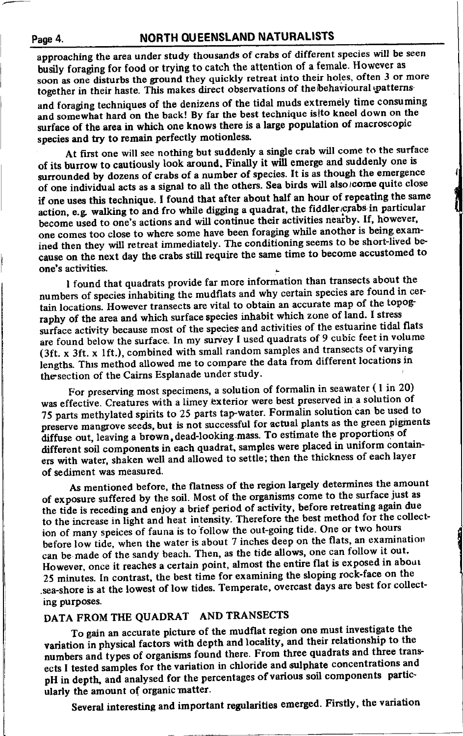approaching the area under study thousands of crabs of different species will be seen busily foraging for food or trying to catch the attention of a female. However as soon as one disturbs the ground they quickly retreat into their holes, often 3 or more together in their haste. This makes direct observations of the behavioural patterns and foraging techniques of the denizens of the tidal muds extremely time consuming and somewhat hard on the back! By far the best technique is to kneel down on the surface of the area in which one knows there is a large population of macroscopic species and try to remain perfectly motionless.

At first one will see nothing but suddenly a single crab will come to the surface of its burrow to cautiously look around. Finally it will emerge and suddenly one is surrounded by dozens of crabs of a number of species. It is as though the emergence of one individual acts as a signal to all the others. Sea birds will also come quite close if one uses this technique. I found that after about half an hour of repeating the same action, e.g. walking to and fro while digging a quadrat, the fiddler crabs in particular become used to one's actions and will continue their activities nearby. If, however, one comes too close to where some have been foraging while another is being examined then they will retreat immediately. The conditioning seems to be short-lived because on the next day the crabs still require the same time to become accustomed to one's activities.

I found that quadrats provide far more information than transects about the numbers of species inhabiting the mudflats and why certain species are found in certain locations. However transects are vital to obtain an accurate map of the topography of the area and which surface species inhabit which zone of land. I stress surface activity because most of the species and activities of the estuarine tidal flats are found below the surface. In my survey I used quadrats of 9 cubic feet in volume (3ft. x 3ft. x 1ft.), combined with small random samples and transects of varying lengths. This method allowed me to compare the data from different locations in the section of the Cairns Esplanade under study.

For preserving most specimens, a solution of formalin in seawater (1 in 20) was effective. Creatures with a limey exterior were best preserved in a solution of 75 parts methylated spirits to 25 parts tap-water. Formalin solution can be used to preserve mangrove seeds, but is not successful for actual plants as the green pigments diffuse out, leaving a brown, dead-looking mass. To estimate the proportions of different soil components in each quadrat, samples were placed in uniform containers with water, shaken well and allowed to settle; then the thickness of each layer of sediment was measured.

As mentioned before, the flatness of the region largely determines the amount of exposure suffered by the soil. Most of the organisms come to the surface just as the tide is receding and enjoy a brief period of activity, before retreating again due to the increase in light and heat intensity. Therefore the best method for the collection of many speices of fauna is to follow the out-going tide. One or two hours before low tide, when the water is about 7 inches deep on the flats, an examination can be made of the sandy beach. Then, as the tide allows, one can follow it out. However, once it reaches a certain point, almost the entire flat is exposed in about 25 minutes. In contrast, the best time for examining the sloping rock-face on the sea-shore is at the lowest of low tides. Temperate, overcast days are best for collecting purposes.

## DATA FROM THE QUADRAT AND TRANSECTS

To gain an accurate picture of the mudflat region one must investigate the variation in physical factors with depth and locality, and their relationship to the numbers and types of organisms found there. From three quadrats and three transects I tested samples for the variation in chloride and sulphate concentrations and pH in depth, and analysed for the percentages of various soil components particularly the amount of organic matter.

Several interesting and important regularities emerged. Firstly, the variation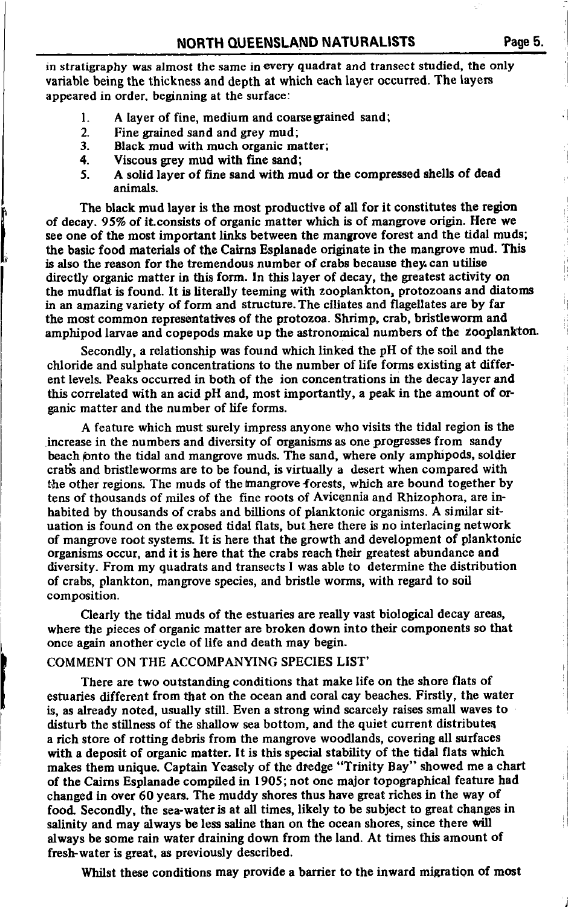in stratigraphy was almost the same in every quadrat and transect studied, the only variable being the thickness and depth at which each layer occurred. The layers appeared in order, beginning at the surface:

1. A layer of fine, medium and coarse grained sand;
2. Fine grained sand and grey mud;
3. Black mud with much organic matter;
4. Viscous grey mud with fine sand;
5. A solid layer of fine sand with mud or the compressed shells of dead animals.

The black mud layer is the most productive of all for it constitutes the region of decay. 95% of it consists of organic matter which is of mangrove origin. Here we see one of the most important links between the mangrove forest and the tidal muds; the basic food materials of the Cairns Esplanade originate in the mangrove mud. This is also the reason for the tremendous number of crabs because they can utilise directly organic matter in this form. In this layer of decay, the greatest activity on the mudflat is found. It is literally teeming with zooplankton, protozoans and diatoms in an amazing variety of form and structure. The ciliates and flagellates are by far the most common representatives of the protozoa. Shrimp, crab, bristleworm and amphipod larvae and copepods make up the astronomical numbers of the zooplankton.

Secondly, a relationship was found which linked the pH of the soil and the chloride and sulphate concentrations to the number of life forms existing at different levels. Peaks occurred in both of the ion concentrations in the decay layer and this correlated with an acid pH and, most importantly, a peak in the amount of organic matter and the number of life forms.

A feature which must surely impress anyone who visits the tidal region is the increase in the numbers and diversity of organisms as one progresses from sandy beach onto the tidal and mangrove muds. The sand, where only amphipods, soldier crabs and bristleworms are to be found, is virtually a desert when compared with the other regions. The muds of the mangrove forests, which are bound together by tens of thousands of miles of the fine roots of Avicennia and Rhizophora, are inhabited by thousands of crabs and billions of planktonic organisms. A similar situation is found on the exposed tidal flats, but here there is no interlacing network of mangrove root systems. It is here that the growth and development of planktonic organisms occur, and it is here that the crabs reach their greatest abundance and diversity. From my quadrats and transects I was able to determine the distribution of crabs, plankton, mangrove species, and bristle worms, with regard to soil composition.

Clearly the tidal muds of the estuaries are really vast biological decay areas, where the pieces of organic matter are broken down into their components so that once again another cycle of life and death may begin.

COMMENT ON THE ACCOMPANYING SPECIES LIST'

There are two outstanding conditions that make life on the shore flats of estuaries different from that on the ocean and coral cay beaches. Firstly, the water is, as already noted, usually still. Even a strong wind scarcely raises small waves to disturb the stillness of the shallow sea bottom, and the quiet current distributes a rich store of rotting debris from the mangrove woodlands, covering all surfaces with a deposit of organic matter. It is this special stability of the tidal flats which makes them unique. Captain Yeasely of the dredge "Trinity Bay" showed me a chart of the Cairns Esplanade compiled in 1905; not one major topographical feature had changed in over 60 years. The muddy shores thus have great riches in the way of food. Secondly, the sea-water is at all times, likely to be subject to great changes in salinity and may always be less saline than on the ocean shores, since there will always be some rain water draining down from the land. At times this amount of fresh-water is great, as previously described.

Whilst these conditions may provide a barrier to the inward migration of most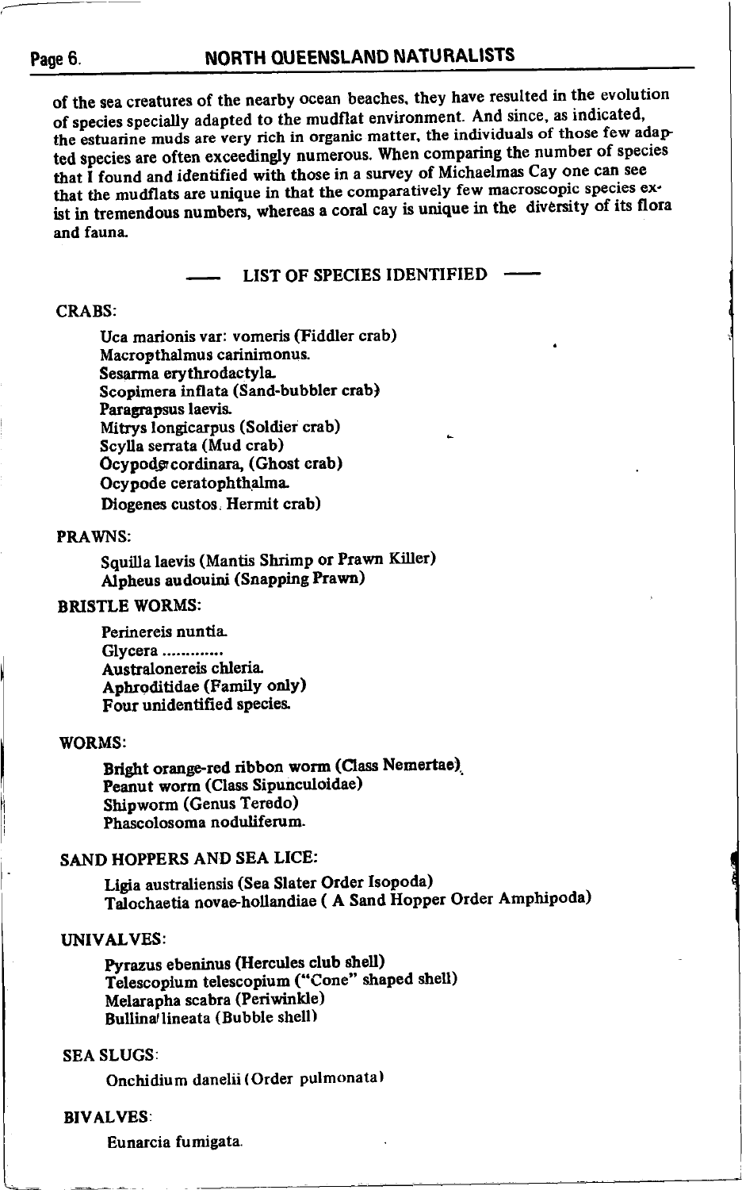of the sea creatures of the nearby ocean beaches, they have resulted in the evolution of species specially adapted to the mudflat environment. And since, as indicated, the estuarine muds are very rich in organic matter, the individuals of those few adapted species are often exceedingly numerous. When comparing the number of species that I found and identified with those in a survey of Michaelmas Cay one can see that the mudflats are unique in that the comparatively few macroscopic species exist in tremendous numbers, whereas a coral cay is unique in the diversity of its flora and fauna.

## — LIST OF SPECIES IDENTIFIED —

CRABS:

- Uca marionis var: vomeris (Fiddler crab)
- Macropthalmus carinimonus.
- Sesarma erythrodactyla.
- Scopimera inflata (Sand-bubbler crab)
- Paragrapsus laevis.
- Mitrys longicarpus (Soldier crab)
- Scylla serrata (Mud crab)
- Ocypode cordinara, (Ghost crab)
- Ocypode ceratophthalma.
- Diogenes custos. Hermit crab)

PRAWNS:

- Squilla laevis (Mantis Shrimp or Prawn Killer)
- Alpheus audouini (Snapping Prawn)

BRISTLE WORMS:

- Perinereis nuntia.
- Glycera .............
- Australonereis chleria.
- Aphroditidae (Family only)
- Four unidentified species.

WORMS:

- Bright orange-red ribbon worm (Class Nemertae).
- Peanut worm (Class Sipunculoidae)
- Shipworm (Genus Teredo)
- Phascolosoma noduliferum.

SAND HOPPERS AND SEA LICE:

- Ligia australiensis (Sea Slater Order Isopoda)
- Talochaetia novae-hollandiae ( A Sand Hopper Order Amphipoda)

UNIVALVES:

- Pyrazus ebeninus (Hercules club shell)
- Telescopium telescopium ("Cone" shaped shell)
- Melarapha scabra (Periwinkle)
- Bullina lineata (Bubble shell)

SEA SLUGS:

- Onchidium danelii (Order pulmonata)

BIVALVES:

- Eunarcia fumigata.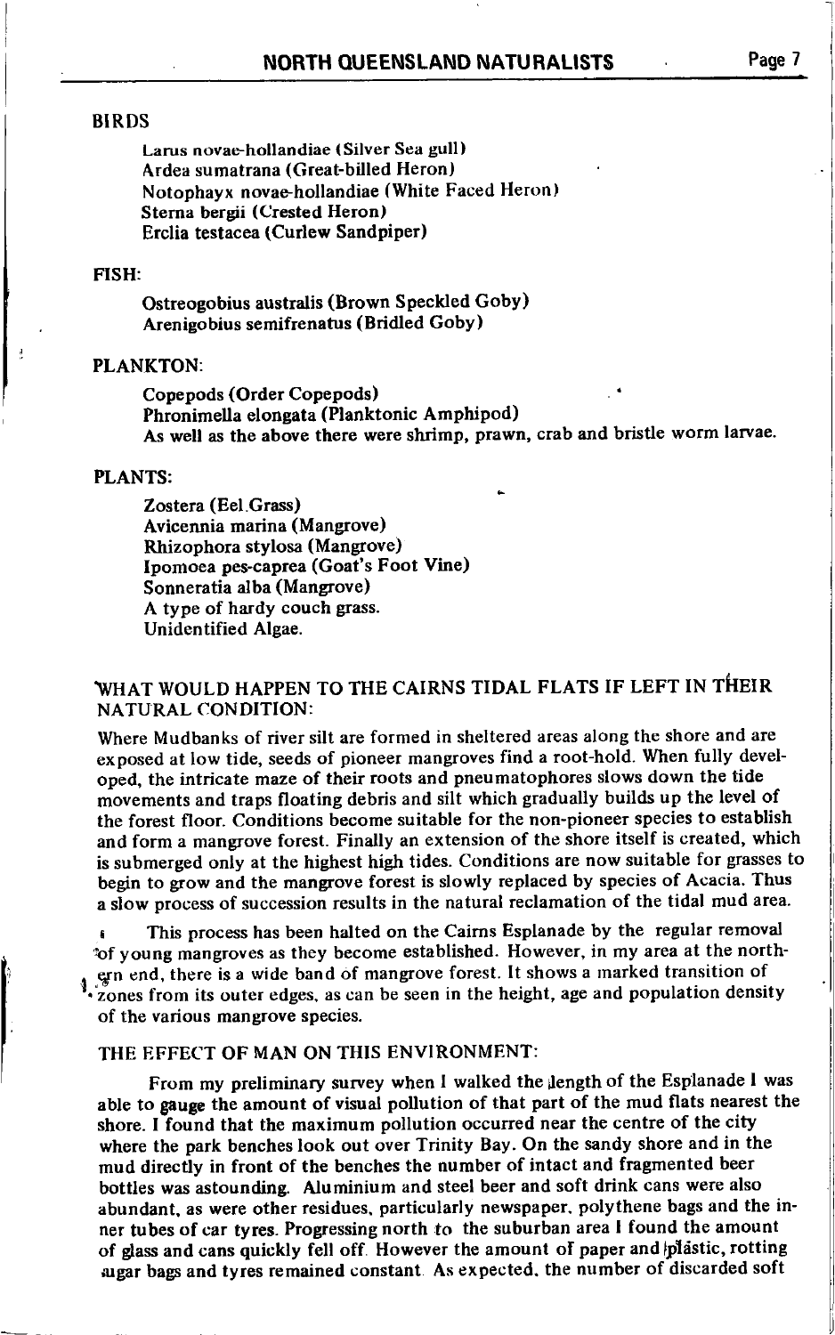### BIRDS

Larus novae-hollandiae (Silver Sea gull)
Ardea sumatrana (Great-billed Heron)
Notophayx novae-hollandiae (White Faced Heron)
Sterna bergii (Crested Heron)
Erclia testacea (Curlew Sandpiper)

### FISH:

Ostreogobius australis (Brown Speckled Goby)
Arenigobius semifrenatus (Bridled Goby)

### PLANKTON:

Copepods (Order Copepods)
Phronimella elongata (Planktonic Amphipod)
As well as the above there were shrimp, prawn, crab and bristle worm larvae.

### PLANTS:

Zostera (Eel Grass)
Avicennia marina (Mangrove)
Rhizophora stylosa (Mangrove)
Ipomoea pes-caprea (Goat's Foot Vine)
Sonneratia alba (Mangrove)
A type of hardy couch grass.
Unidentified Algae.

### WHAT WOULD HAPPEN TO THE CAIRNS TIDAL FLATS IF LEFT IN THEIR NATURAL CONDITION:

Where Mudbanks of river silt are formed in sheltered areas along the shore and are exposed at low tide, seeds of pioneer mangroves find a root-hold. When fully developed, the intricate maze of their roots and pneumatophores slows down the tide movements and traps floating debris and silt which gradually builds up the level of the forest floor. Conditions become suitable for the non-pioneer species to establish and form a mangrove forest. Finally an extension of the shore itself is created, which is submerged only at the highest high tides. Conditions are now suitable for grasses to begin to grow and the mangrove forest is slowly replaced by species of Acacia. Thus a slow process of succession results in the natural reclamation of the tidal mud area.

This process has been halted on the Cairns Esplanade by the regular removal of young mangroves as they become established. However, in my area at the northern end, there is a wide band of mangrove forest. It shows a marked transition of zones from its outer edges, as can be seen in the height, age and population density of the various mangrove species.

### THE EFFECT OF MAN ON THIS ENVIRONMENT:

From my preliminary survey when I walked the length of the Esplanade I was able to gauge the amount of visual pollution of that part of the mud flats nearest the shore. I found that the maximum pollution occurred near the centre of the city where the park benches look out over Trinity Bay. On the sandy shore and in the mud directly in front of the benches the number of intact and fragmented beer bottles was astounding. Aluminium and steel beer and soft drink cans were also abundant, as were other residues, particularly newspaper, polythene bags and the inner tubes of car tyres. Progressing north to the suburban area I found the amount of glass and cans quickly fell off. However the amount of paper and plastic, rotting sugar bags and tyres remained constant. As expected, the number of discarded soft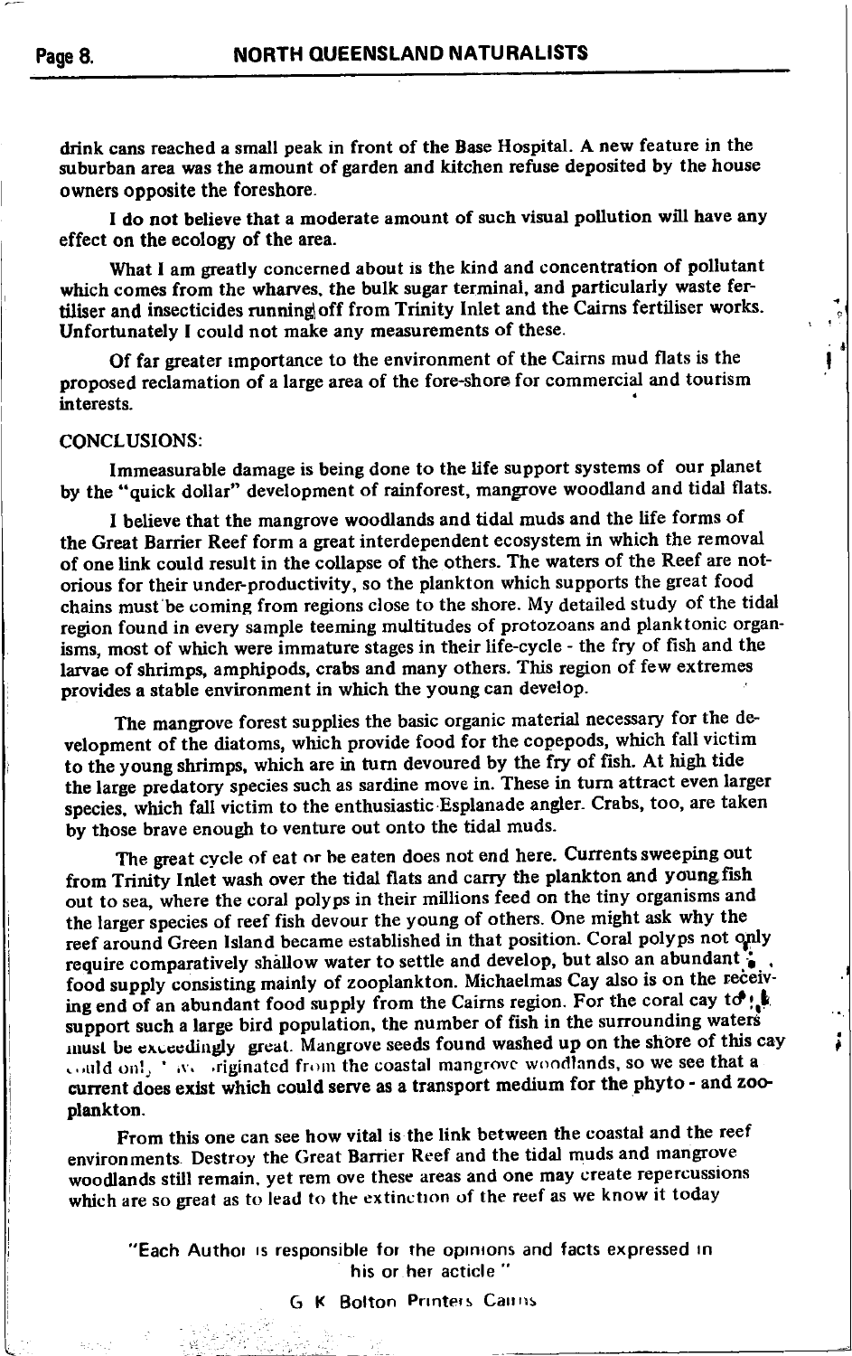drink cans reached a small peak in front of the Base Hospital. A new feature in the suburban area was the amount of garden and kitchen refuse deposited by the house owners opposite the foreshore.

I do not believe that a moderate amount of such visual pollution will have any effect on the ecology of the area.

What I am greatly concerned about is the kind and concentration of pollutant which comes from the wharves, the bulk sugar terminal, and particularly waste fertiliser and insecticides running off from Trinity Inlet and the Cairns fertiliser works. Unfortunately I could not make any measurements of these.

Of far greater importance to the environment of the Cairns mud flats is the proposed reclamation of a large area of the fore-shore for commercial and tourism interests.

CONCLUSIONS:

Immeasurable damage is being done to the life support systems of our planet by the "quick dollar" development of rainforest, mangrove woodland and tidal flats.

I believe that the mangrove woodlands and tidal muds and the life forms of the Great Barrier Reef form a great interdependent ecosystem in which the removal of one link could result in the collapse of the others. The waters of the Reef are notorious for their under-productivity, so the plankton which supports the great food chains must be coming from regions close to the shore. My detailed study of the tidal region found in every sample teeming multitudes of protozoans and planktonic organisms, most of which were immature stages in their life-cycle - the fry of fish and the larvae of shrimps, amphipods, crabs and many others. This region of few extremes provides a stable environment in which the young can develop.

The mangrove forest supplies the basic organic material necessary for the development of the diatoms, which provide food for the copepods, which fall victim to the young shrimps, which are in turn devoured by the fry of fish. At high tide the large predatory species such as sardine move in. These in turn attract even larger species, which fall victim to the enthusiastic Esplanade angler. Crabs, too, are taken by those brave enough to venture out onto the tidal muds.

The great cycle of eat or be eaten does not end here. Currents sweeping out from Trinity Inlet wash over the tidal flats and carry the plankton and young fish out to sea, where the coral polyps in their millions feed on the tiny organisms and the larger species of reef fish devour the young of others. One might ask why the reef around Green Island became established in that position. Coral polyps not only require comparatively shallow water to settle and develop, but also an abundant food supply consisting mainly of zooplankton. Michaelmas Cay also is on the receiving end of an abundant food supply from the Cairns region. For the coral cay to support such a large bird population, the number of fish in the surrounding waters must be exceedingly great. Mangrove seeds found washed up on the shore of this cay could only have originated from the coastal mangrove woodlands, so we see that a current does exist which could serve as a transport medium for the phyto - and zooplankton.

From this one can see how vital is the link between the coastal and the reef environments. Destroy the Great Barrier Reef and the tidal muds and mangrove woodlands still remain, yet remove these areas and one may create repercussions which are so great as to lead to the extinction of the reef as we know it today

"Each Author is responsible for the opinions and facts expressed in his or her acticle"

G K Bolton Printers Cairns